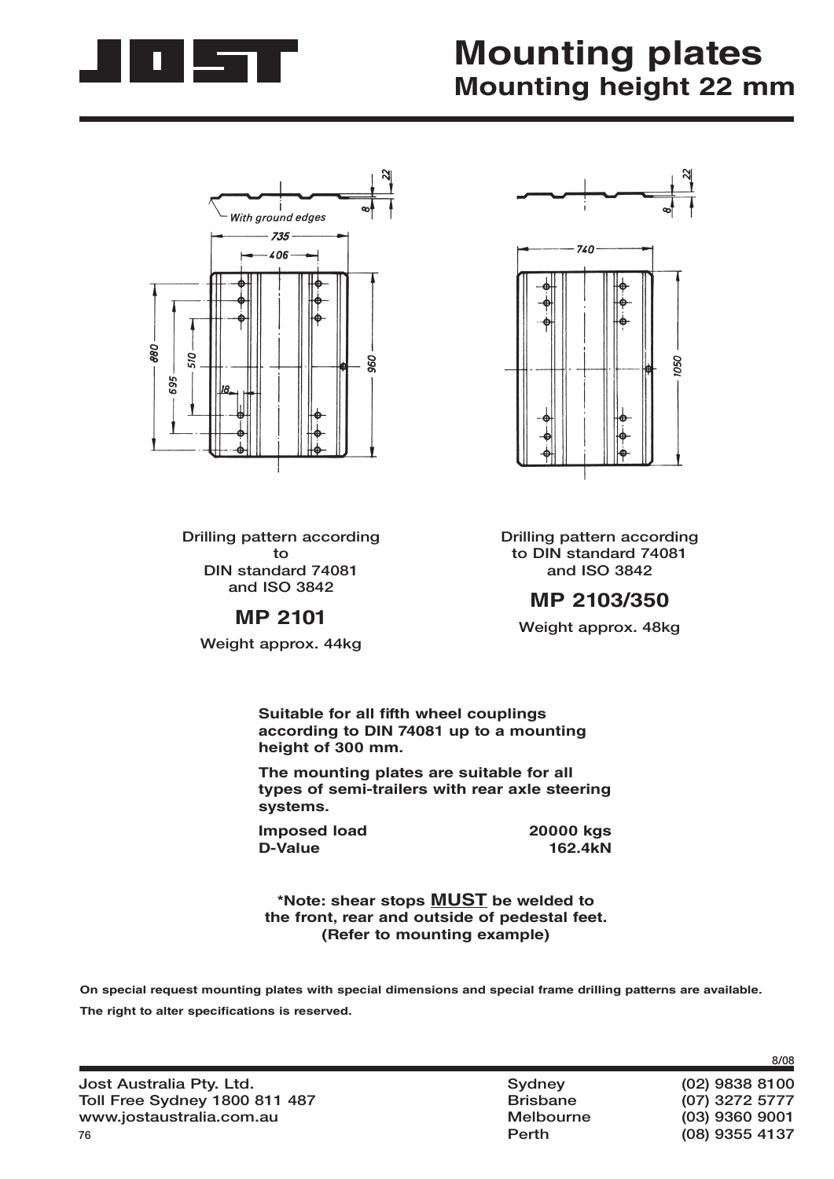# Mounting plates

## Mounting height 22 mm

Drilling pattern according to DIN standard 74081 and ISO 3842

### MP 2101

Weight approx. 44kg

Drilling pattern according to DIN standard 74081 and ISO 3842

### MP 2103/350

Weight approx. 48kg

**Suitable for all fifth wheel couplings according to DIN 74081 up to a mounting height of 300 mm.**

**The mounting plates are suitable for all types of semi-trailers with rear axle steering systems.**

| | |
|---|---|
| **Imposed load** | **20000 kgs** |
| **D-Value** | **162.4kN** |

***Note: shear stops <u>MUST</u> be welded to the front, rear and outside of pedestal feet. (Refer to mounting example)**

**On special request mounting plates with special dimensions and special frame drilling patterns are available.**

**The right to alter specifications is reserved.**

8/08

Jost Australia Pty. Ltd.
Toll Free Sydney 1800 811 487
www.jostaustralia.com.au

| | |
|---|---|
| Sydney | (02) 9838 8100 |
| Brisbane | (07) 3272 5777 |
| Melbourne | (03) 9360 9001 |
| Perth | (08) 9355 4137 |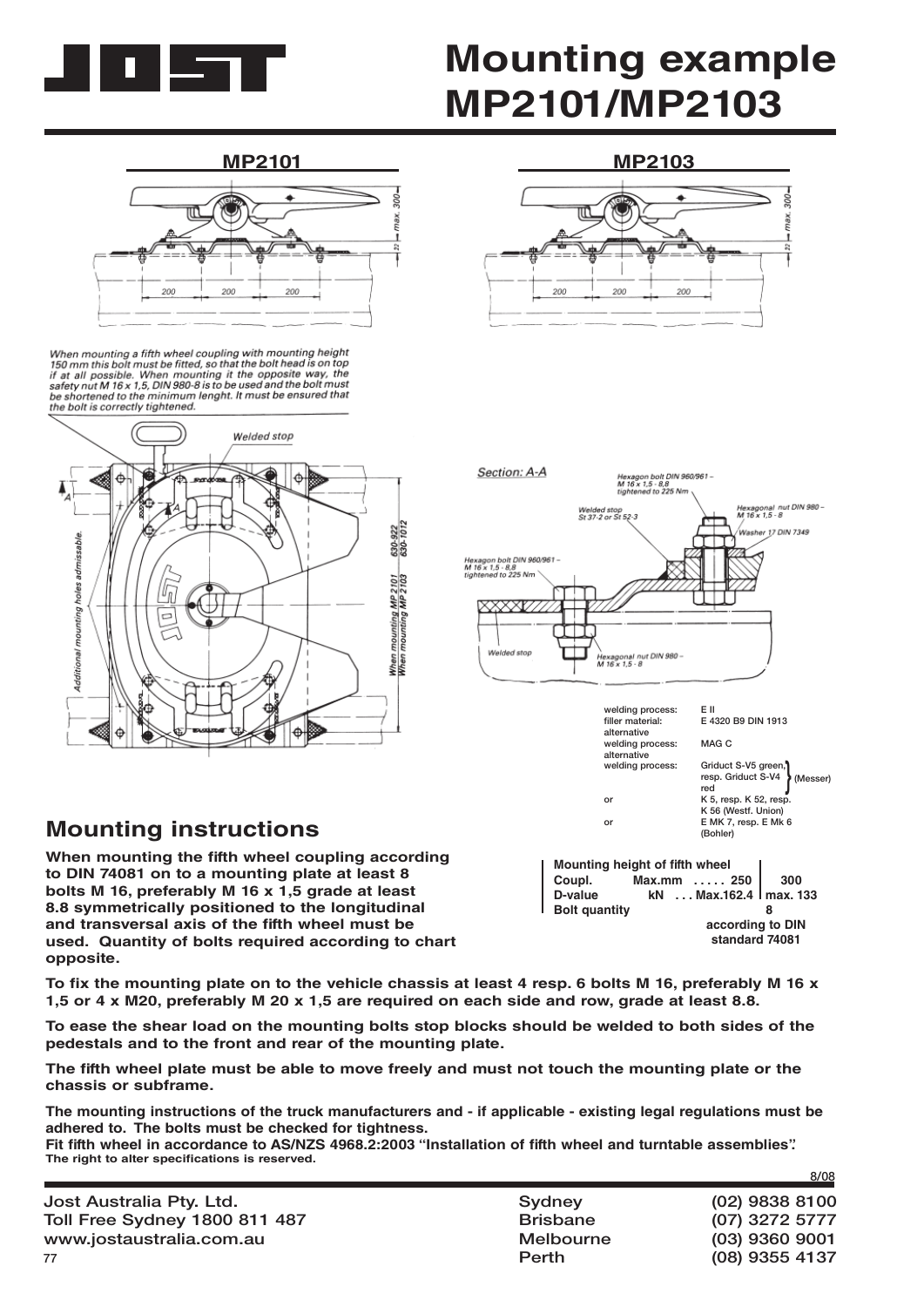# Mounting example MP2101/MP2103

## MP2101

max. 300

22

200 200 200

## MP2103

max. 300

22

200 200 200

*When mounting a fifth wheel coupling with mounting height 150 mm this bolt must be fitted, so that the bolt head is on top if at all possible. When mounting it the opposite way, the safety nut M 16 x 1,5, DIN 980-8 is to be used and the bolt must be shortened to the minimum lenght. It must be ensured that the bolt is correctly tightened.*

Welded stop

A

A

Additional mounting holes admissable.

630-922 When mounting MP 2101

630-1012 When mounting MP 2103

Section: A-A

Hexagon bolt DIN 960/961 – M 16 x 1,5 - 8,8 tightened to 225 Nm

Welded stop St 37-2 or St 52-3

Hexagonal nut DIN 980 – M 16 x 1,5 - 8

Washer 17 DIN 7349

Hexagon bolt DIN 960/961 – M 16 x 1,5 - 8,8 tightened to 225 Nm

Welded stop

Hexagonal nut DIN 980 – M 16 x 1,5 - 8

| | |
|---|---|
| welding process: | E II |
| filler material: | E 4320 B9 DIN 1913 |
| alternative welding process: | MAG C |
| alternative welding process: | Griduct S-V5 green, resp. Griduct S-V4 red (Messer) |
| or | K 5, resp. K 52, resp. K 56 (Westf. Union) |
| or | E MK 7, resp. E Mk 6 (Bohler) |

## Mounting instructions

**When mounting the fifth wheel coupling according to DIN 74081 on to a mounting plate at least 8 bolts M 16, preferably M 16 x 1,5 grade at least 8.8 symmetrically positioned to the longitudinal and transversal axis of the fifth wheel must be used. Quantity of bolts required according to chart opposite.**

| Mounting height of fifth wheel | | |
|---|---|---|
| Coupl. Max.mm | 250 | 300 |
| D-value kN | Max.162.4 | max. 133 |
| Bolt quantity | 8 | |
| | according to DIN standard 74081 | |

**To fix the mounting plate on to the vehicle chassis at least 4 resp. 6 bolts M 16, preferably M 16 x 1,5 or 4 x M20, preferably M 20 x 1,5 are required on each side and row, grade at least 8.8.**

**To ease the shear load on the mounting bolts stop blocks should be welded to both sides of the pedestals and to the front and rear of the mounting plate.**

**The fifth wheel plate must be able to move freely and must not touch the mounting plate or the chassis or subframe.**

**The mounting instructions of the truck manufacturers and - if applicable - existing legal regulations must be adhered to. The bolts must be checked for tightness.**
**Fit fifth wheel in accordance to AS/NZS 4968.2:2003 "Installation of fifth wheel and turntable assemblies".**
**The right to alter specifications is reserved.**

8/08

Jost Australia Pty. Ltd.
Toll Free Sydney 1800 811 487
www.jostaustralia.com.au

| | |
|---|---|
| Sydney | (02) 9838 8100 |
| Brisbane | (07) 3272 5777 |
| Melbourne | (03) 9360 9001 |
| Perth | (08) 9355 4137 |